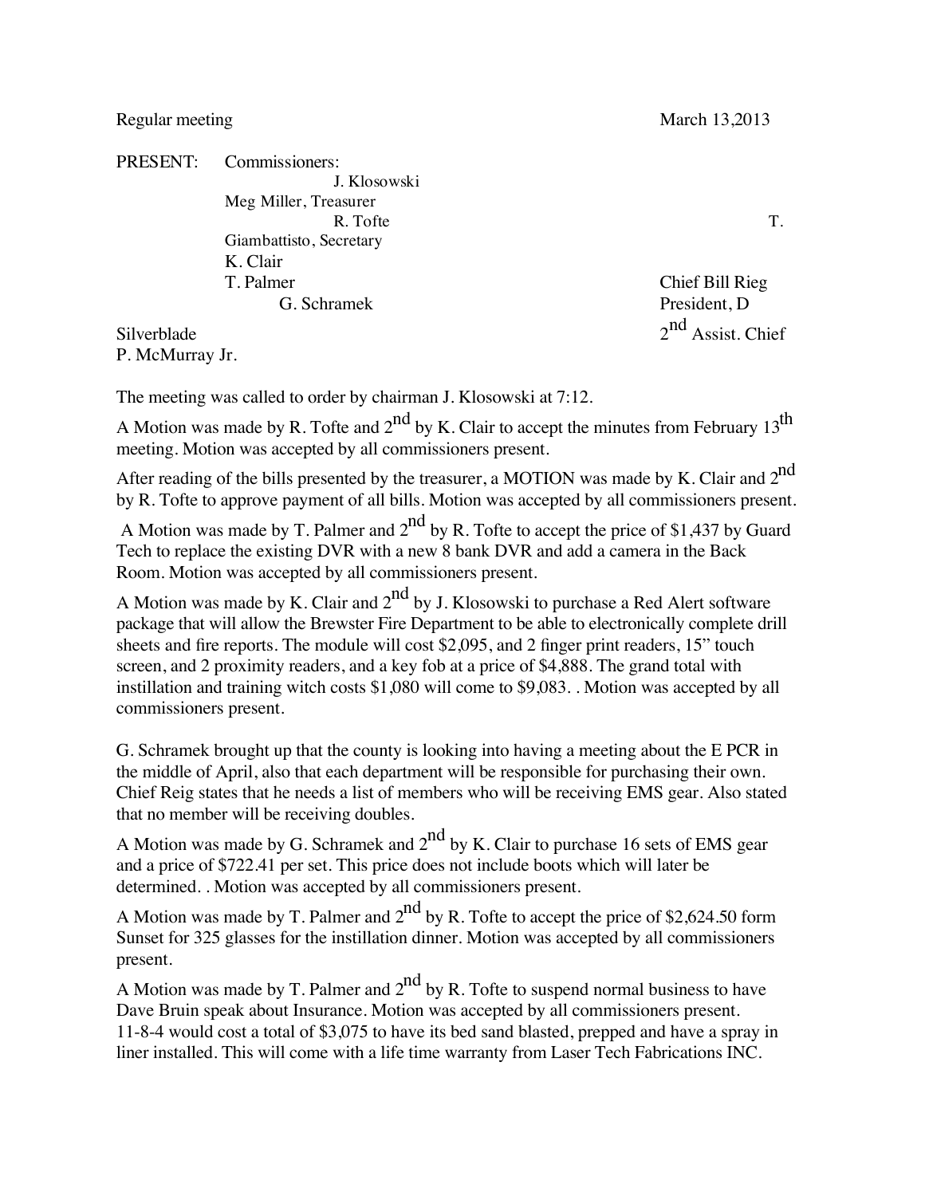Regular meeting March 13,2013

PRESENT: Commissioners:
J. Klosowski
Meg Miller, Treasurer
R. Tofte T.
Giambattisto, Secretary
K. Clair
T. Palmer Chief Bill Rieg
G. Schramek President, D
Silverblade $2^{nd}$ Assist. Chief
P. McMurray Jr.

The meeting was called to order by chairman J. Klosowski at 7:12.

A Motion was made by R. Tofte and $2^{nd}$ by K. Clair to accept the minutes from February $13^{th}$ meeting. Motion was accepted by all commissioners present.

After reading of the bills presented by the treasurer, a MOTION was made by K. Clair and $2^{nd}$ by R. Tofte to approve payment of all bills. Motion was accepted by all commissioners present.

A Motion was made by T. Palmer and $2^{nd}$ by R. Tofte to accept the price of $1,437 by Guard Tech to replace the existing DVR with a new 8 bank DVR and add a camera in the Back Room. Motion was accepted by all commissioners present.

A Motion was made by K. Clair and $2^{nd}$ by J. Klosowski to purchase a Red Alert software package that will allow the Brewster Fire Department to be able to electronically complete drill sheets and fire reports. The module will cost $2,095, and 2 finger print readers, 15" touch screen, and 2 proximity readers, and a key fob at a price of $4,888. The grand total with instillation and training witch costs $1,080 will come to $9,083. . Motion was accepted by all commissioners present.

G. Schramek brought up that the county is looking into having a meeting about the E PCR in the middle of April, also that each department will be responsible for purchasing their own. Chief Reig states that he needs a list of members who will be receiving EMS gear. Also stated that no member will be receiving doubles.

A Motion was made by G. Schramek and $2^{nd}$ by K. Clair to purchase 16 sets of EMS gear and a price of $722.41 per set. This price does not include boots which will later be determined. . Motion was accepted by all commissioners present.

A Motion was made by T. Palmer and $2^{nd}$ by R. Tofte to accept the price of $2,624.50 form Sunset for 325 glasses for the instillation dinner. Motion was accepted by all commissioners present.

A Motion was made by T. Palmer and $2^{nd}$ by R. Tofte to suspend normal business to have Dave Bruin speak about Insurance. Motion was accepted by all commissioners present.
11-8-4 would cost a total of $3,075 to have its bed sand blasted, prepped and have a spray in liner installed. This will come with a life time warranty from Laser Tech Fabrications INC.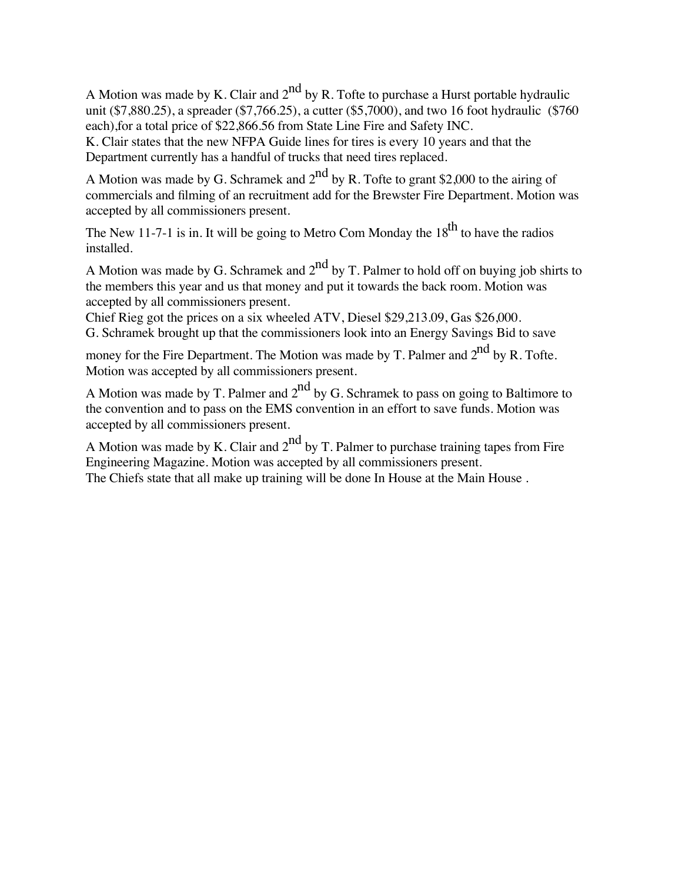A Motion was made by K. Clair and 2nd by R. Tofte to purchase a Hurst portable hydraulic unit ($7,880.25), a spreader ($7,766.25), a cutter ($5,7000), and two 16 foot hydraulic ($760 each),for a total price of $22,866.56 from State Line Fire and Safety INC.
K. Clair states that the new NFPA Guide lines for tires is every 10 years and that the Department currently has a handful of trucks that need tires replaced.

A Motion was made by G. Schramek and 2nd by R. Tofte to grant $2,000 to the airing of commercials and filming of an recruitment add for the Brewster Fire Department. Motion was accepted by all commissioners present.

The New 11-7-1 is in. It will be going to Metro Com Monday the 18th to have the radios installed.

A Motion was made by G. Schramek and 2nd by T. Palmer to hold off on buying job shirts to the members this year and us that money and put it towards the back room. Motion was accepted by all commissioners present.
Chief Rieg got the prices on a six wheeled ATV, Diesel $29,213.09, Gas $26,000.
G. Schramek brought up that the commissioners look into an Energy Savings Bid to save money for the Fire Department. The Motion was made by T. Palmer and 2nd by R. Tofte. Motion was accepted by all commissioners present.

A Motion was made by T. Palmer and 2nd by G. Schramek to pass on going to Baltimore to the convention and to pass on the EMS convention in an effort to save funds. Motion was accepted by all commissioners present.

A Motion was made by K. Clair and 2nd by T. Palmer to purchase training tapes from Fire Engineering Magazine. Motion was accepted by all commissioners present.
The Chiefs state that all make up training will be done In House at the Main House .